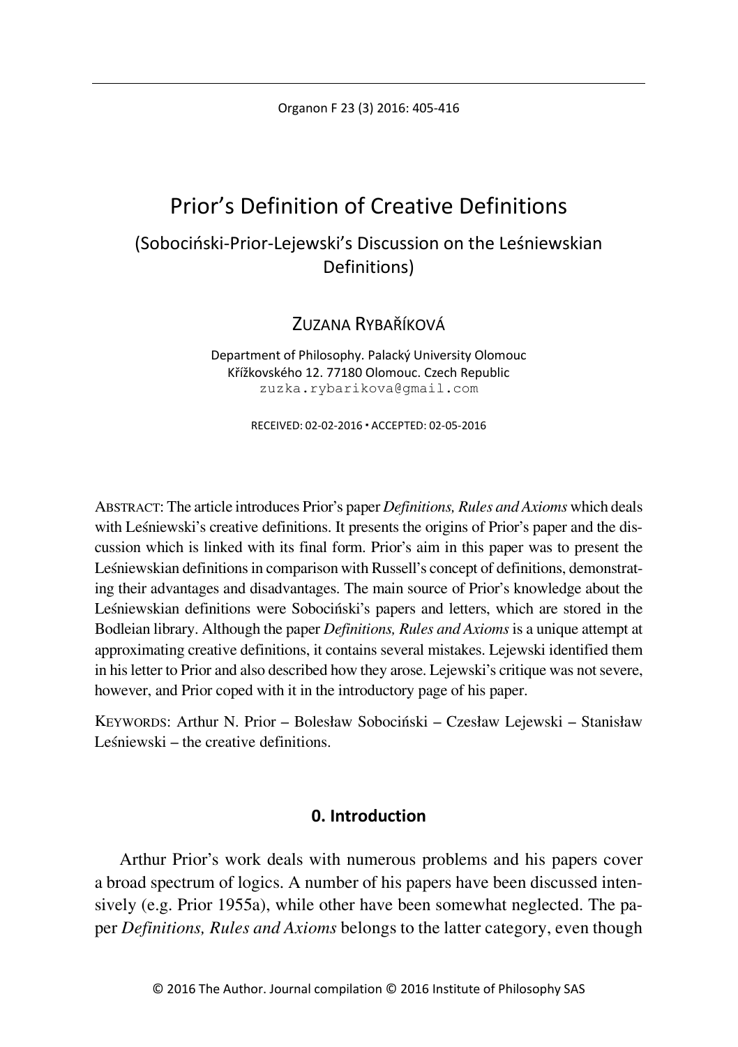# Prior's Definition of Creative Definitions

## (Sobociński-Prior-Lejewski's Discussion on the Leśniewskian Definitions)

ZUZANA RYBAŘÍKOVÁ

Department of Philosophy. Palacký University Olomouc
Křížkovského 12. 77180 Olomouc. Czech Republic
zuzka.rybarikova@gmail.com

RECEIVED: 02-02-2016 ▪ ACCEPTED: 02-05-2016

ABSTRACT: The article introduces Prior's paper *Definitions, Rules and Axioms* which deals with Leśniewski's creative definitions. It presents the origins of Prior's paper and the discussion which is linked with its final form. Prior's aim in this paper was to present the Leśniewskian definitions in comparison with Russell's concept of definitions, demonstrating their advantages and disadvantages. The main source of Prior's knowledge about the Leśniewskian definitions were Sobociński's papers and letters, which are stored in the Bodleian library. Although the paper *Definitions, Rules and Axioms* is a unique attempt at approximating creative definitions, it contains several mistakes. Lejewski identified them in his letter to Prior and also described how they arose. Lejewski's critique was not severe, however, and Prior coped with it in the introductory page of his paper.

KEYWORDS: Arthur N. Prior – Bolesław Sobociński – Czesław Lejewski – Stanisław Leśniewski – the creative definitions.

## 0. Introduction

Arthur Prior's work deals with numerous problems and his papers cover a broad spectrum of logics. A number of his papers have been discussed intensively (e.g. Prior 1955a), while other have been somewhat neglected. The paper *Definitions, Rules and Axioms* belongs to the latter category, even though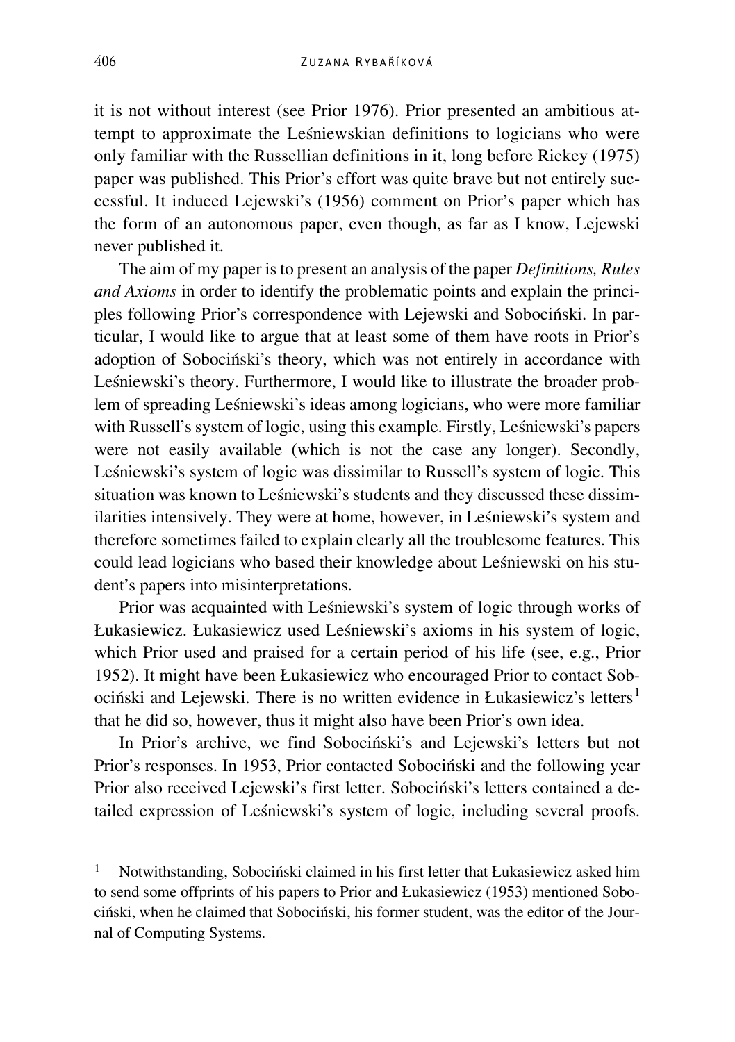it is not without interest (see Prior 1976). Prior presented an ambitious attempt to approximate the Leśniewskian definitions to logicians who were only familiar with the Russellian definitions in it, long before Rickey (1975) paper was published. This Prior's effort was quite brave but not entirely successful. It induced Lejewski's (1956) comment on Prior's paper which has the form of an autonomous paper, even though, as far as I know, Lejewski never published it.

The aim of my paper is to present an analysis of the paper *Definitions, Rules and Axioms* in order to identify the problematic points and explain the principles following Prior's correspondence with Lejewski and Sobociński. In particular, I would like to argue that at least some of them have roots in Prior's adoption of Sobociński's theory, which was not entirely in accordance with Leśniewski's theory. Furthermore, I would like to illustrate the broader problem of spreading Leśniewski's ideas among logicians, who were more familiar with Russell's system of logic, using this example. Firstly, Leśniewski's papers were not easily available (which is not the case any longer). Secondly, Leśniewski's system of logic was dissimilar to Russell's system of logic. This situation was known to Leśniewski's students and they discussed these dissimilarities intensively. They were at home, however, in Leśniewski's system and therefore sometimes failed to explain clearly all the troublesome features. This could lead logicians who based their knowledge about Leśniewski on his student's papers into misinterpretations.

Prior was acquainted with Leśniewski's system of logic through works of Łukasiewicz. Łukasiewicz used Leśniewski's axioms in his system of logic, which Prior used and praised for a certain period of his life (see, e.g., Prior 1952). It might have been Łukasiewicz who encouraged Prior to contact Sobociński and Lejewski. There is no written evidence in Łukasiewicz's letters[1] that he did so, however, thus it might also have been Prior's own idea.

In Prior's archive, we find Sobociński's and Lejewski's letters but not Prior's responses. In 1953, Prior contacted Sobociński and the following year Prior also received Lejewski's first letter. Sobociński's letters contained a detailed expression of Leśniewski's system of logic, including several proofs.

---

[1] Notwithstanding, Sobociński claimed in his first letter that Łukasiewicz asked him to send some offprints of his papers to Prior and Łukasiewicz (1953) mentioned Sobociński, when he claimed that Sobociński, his former student, was the editor of the Journal of Computing Systems.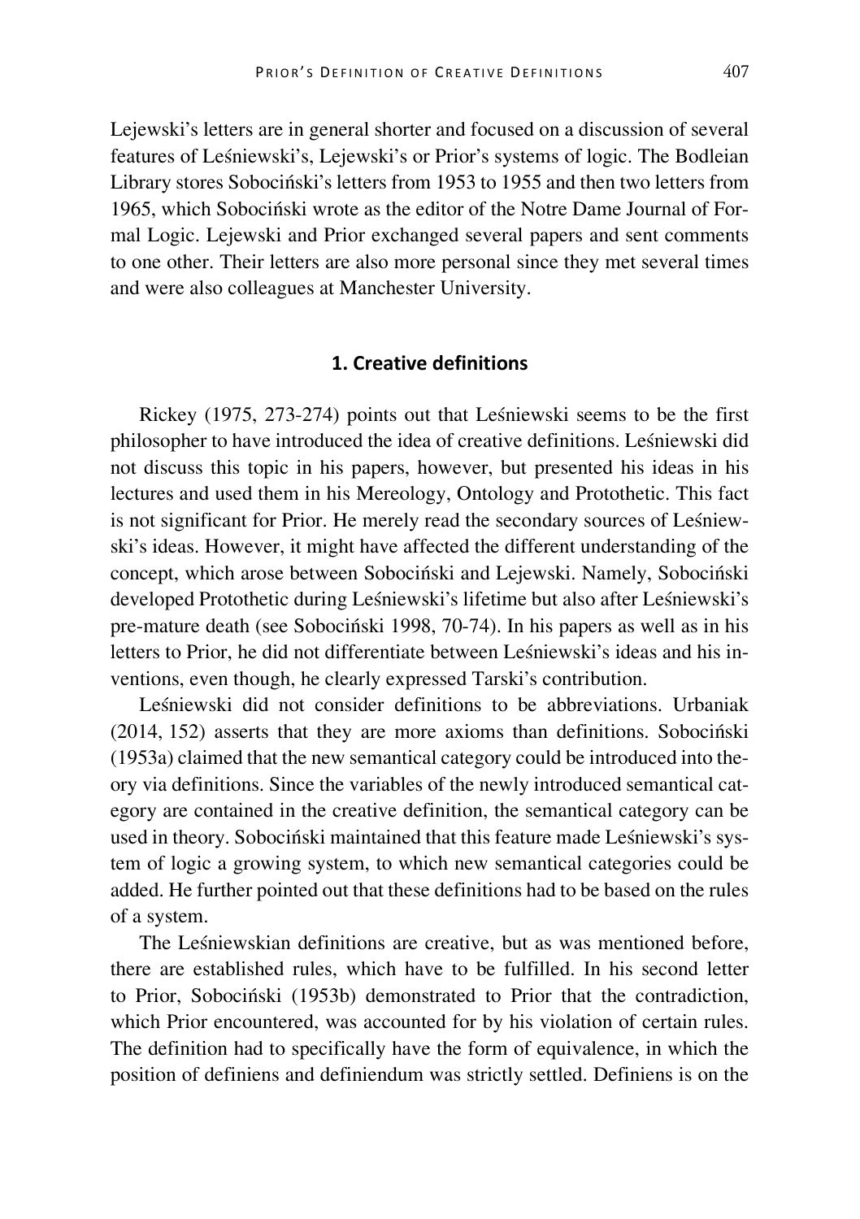Lejewski's letters are in general shorter and focused on a discussion of several features of Leśniewski's, Lejewski's or Prior's systems of logic. The Bodleian Library stores Sobociński's letters from 1953 to 1955 and then two letters from 1965, which Sobociński wrote as the editor of the Notre Dame Journal of Formal Logic. Lejewski and Prior exchanged several papers and sent comments to one other. Their letters are also more personal since they met several times and were also colleagues at Manchester University.

## 1. Creative definitions

Rickey (1975, 273-274) points out that Leśniewski seems to be the first philosopher to have introduced the idea of creative definitions. Leśniewski did not discuss this topic in his papers, however, but presented his ideas in his lectures and used them in his Mereology, Ontology and Protothetic. This fact is not significant for Prior. He merely read the secondary sources of Leśniewski's ideas. However, it might have affected the different understanding of the concept, which arose between Sobociński and Lejewski. Namely, Sobociński developed Protothetic during Leśniewski's lifetime but also after Leśniewski's pre-mature death (see Sobociński 1998, 70-74). In his papers as well as in his letters to Prior, he did not differentiate between Leśniewski's ideas and his inventions, even though, he clearly expressed Tarski's contribution.

Leśniewski did not consider definitions to be abbreviations. Urbaniak (2014, 152) asserts that they are more axioms than definitions. Sobociński (1953a) claimed that the new semantical category could be introduced into theory via definitions. Since the variables of the newly introduced semantical category are contained in the creative definition, the semantical category can be used in theory. Sobociński maintained that this feature made Leśniewski's system of logic a growing system, to which new semantical categories could be added. He further pointed out that these definitions had to be based on the rules of a system.

The Leśniewskian definitions are creative, but as was mentioned before, there are established rules, which have to be fulfilled. In his second letter to Prior, Sobociński (1953b) demonstrated to Prior that the contradiction, which Prior encountered, was accounted for by his violation of certain rules. The definition had to specifically have the form of equivalence, in which the position of definiens and definiendum was strictly settled. Definiens is on the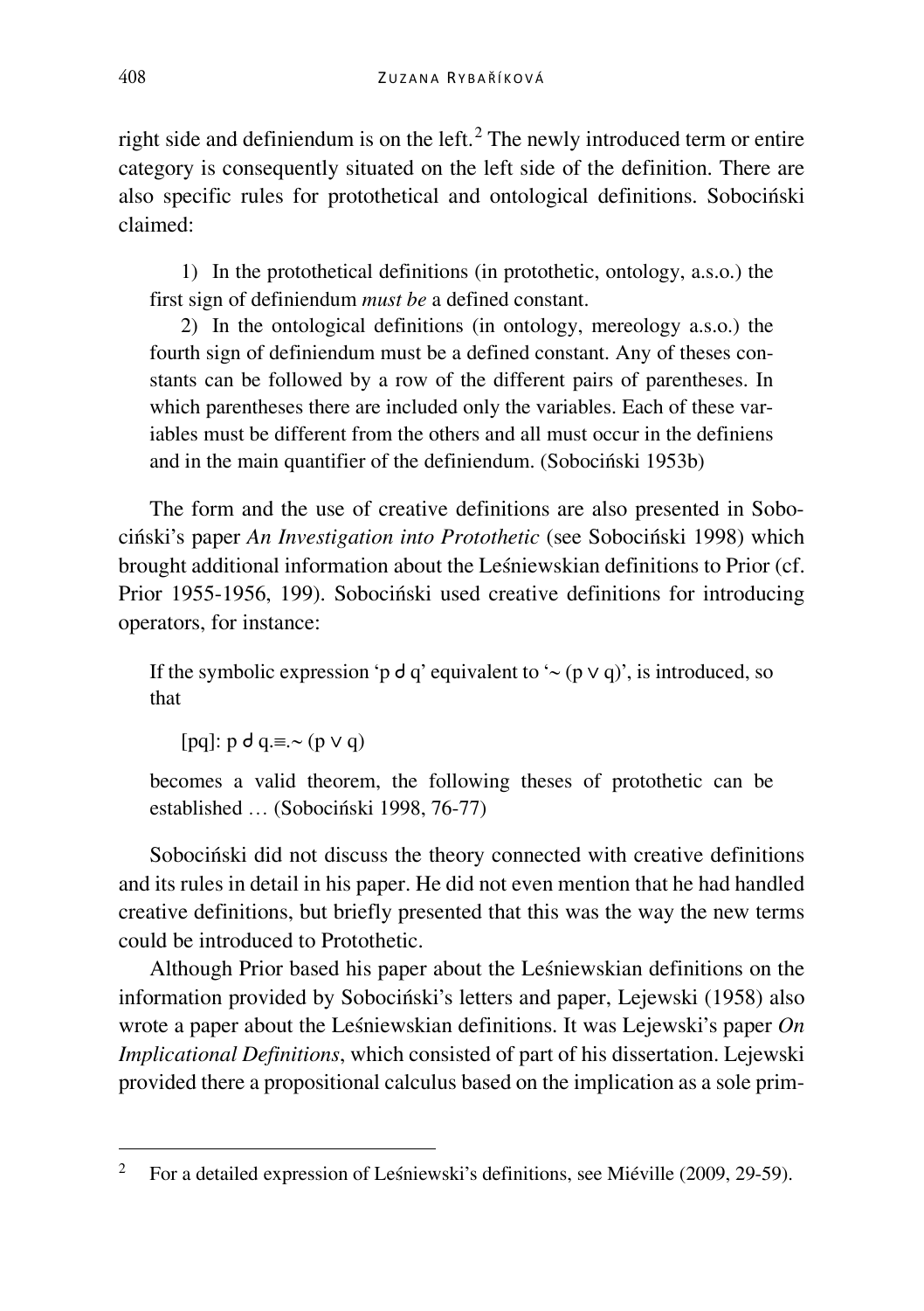right side and definiendum is on the left.[2] The newly introduced term or entire category is consequently situated on the left side of the definition. There are also specific rules for protothetical and ontological definitions. Sobociński claimed:

> 1) In the protothetical definitions (in protothetic, ontology, a.s.o.) the first sign of definiendum *must be* a defined constant.
>
> 2) In the ontological definitions (in ontology, mereology a.s.o.) the fourth sign of definiendum must be a defined constant. Any of theses constants can be followed by a row of the different pairs of parentheses. In which parentheses there are included only the variables. Each of these variables must be different from the others and all must occur in the definiens and in the main quantifier of the definiendum. (Sobociński 1953b)

The form and the use of creative definitions are also presented in Sobociński's paper *An Investigation into Protothetic* (see Sobociński 1998) which brought additional information about the Leśniewskian definitions to Prior (cf. Prior 1955-1956, 199). Sobociński used creative definitions for introducing operators, for instance:

> If the symbolic expression 'p ᑯ q' equivalent to '∼ (p ∨ q)', is introduced, so that
>
> [pq]: p ᑯ q.≡.∼ (p ∨ q)
>
> becomes a valid theorem, the following theses of protothetic can be established … (Sobociński 1998, 76-77)

Sobociński did not discuss the theory connected with creative definitions and its rules in detail in his paper. He did not even mention that he had handled creative definitions, but briefly presented that this was the way the new terms could be introduced to Protothetic.

Although Prior based his paper about the Leśniewskian definitions on the information provided by Sobociński's letters and paper, Lejewski (1958) also wrote a paper about the Leśniewskian definitions. It was Lejewski's paper *On Implicational Definitions*, which consisted of part of his dissertation. Lejewski provided there a propositional calculus based on the implication as a sole prim-

---

[2] For a detailed expression of Leśniewski's definitions, see Miéville (2009, 29-59).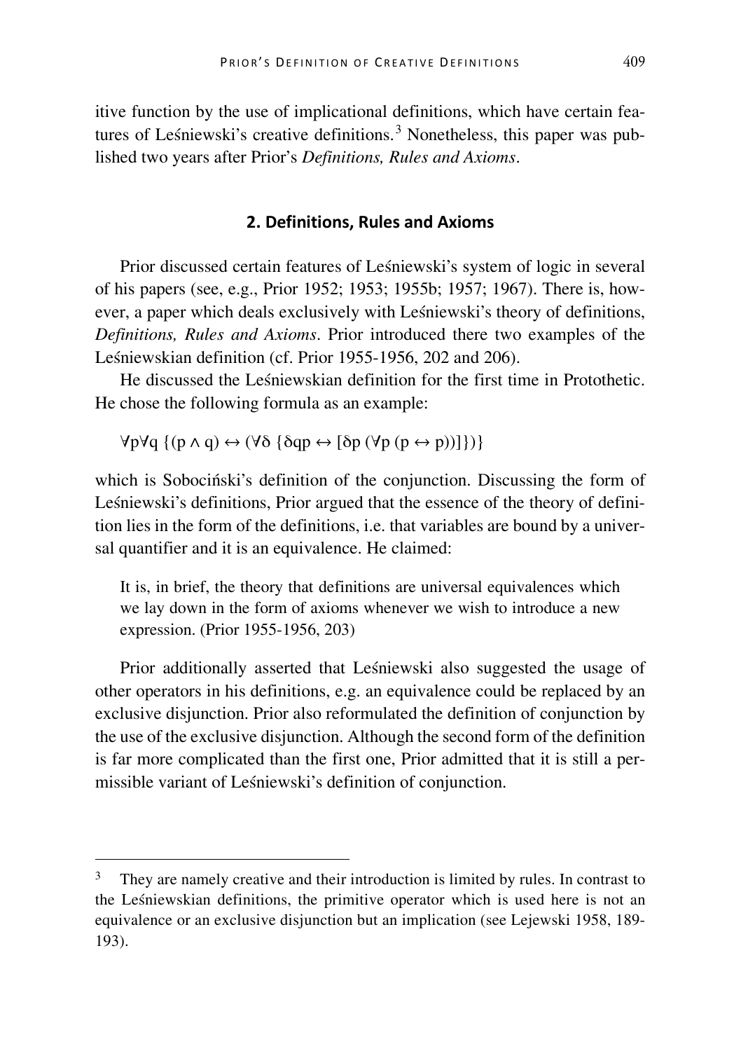itive function by the use of implicational definitions, which have certain features of Leśniewski's creative definitions.[3] Nonetheless, this paper was published two years after Prior's *Definitions, Rules and Axioms*.

## 2. Definitions, Rules and Axioms

Prior discussed certain features of Leśniewski's system of logic in several of his papers (see, e.g., Prior 1952; 1953; 1955b; 1957; 1967). There is, however, a paper which deals exclusively with Leśniewski's theory of definitions, *Definitions, Rules and Axioms*. Prior introduced there two examples of the Leśniewskian definition (cf. Prior 1955-1956, 202 and 206).

He discussed the Leśniewskian definition for the first time in Protothetic. He chose the following formula as an example:

$$\forall p \forall q \; \{(p \wedge q) \leftrightarrow (\forall \delta \; \{\delta qp \leftrightarrow [\delta p \; (\forall p \; (p \leftrightarrow p))]\})\}$$

which is Sobociński's definition of the conjunction. Discussing the form of Leśniewski's definitions, Prior argued that the essence of the theory of definition lies in the form of the definitions, i.e. that variables are bound by a universal quantifier and it is an equivalence. He claimed:

> It is, in brief, the theory that definitions are universal equivalences which we lay down in the form of axioms whenever we wish to introduce a new expression. (Prior 1955-1956, 203)

Prior additionally asserted that Leśniewski also suggested the usage of other operators in his definitions, e.g. an equivalence could be replaced by an exclusive disjunction. Prior also reformulated the definition of conjunction by the use of the exclusive disjunction. Although the second form of the definition is far more complicated than the first one, Prior admitted that it is still a permissible variant of Leśniewski's definition of conjunction.

---

[3] They are namely creative and their introduction is limited by rules. In contrast to the Leśniewskian definitions, the primitive operator which is used here is not an equivalence or an exclusive disjunction but an implication (see Lejewski 1958, 189-193).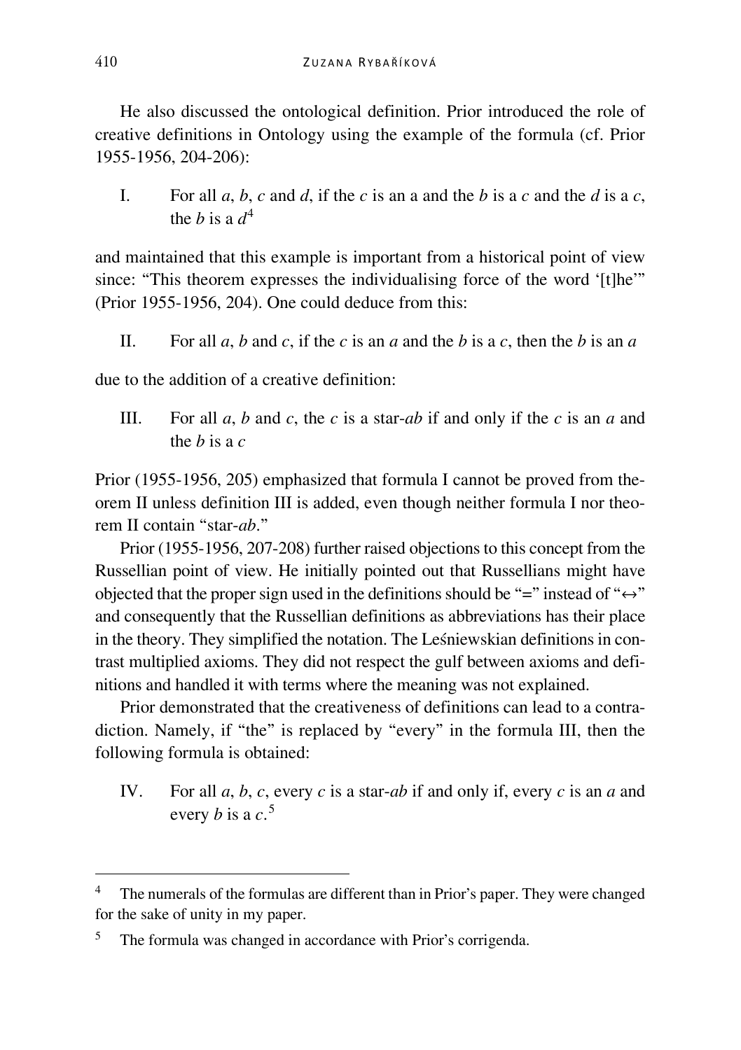He also discussed the ontological definition. Prior introduced the role of creative definitions in Ontology using the example of the formula (cf. Prior 1955-1956, 204-206):

I. For all *a*, *b*, *c* and *d*, if the *c* is an a and the *b* is a *c* and the *d* is a *c*, the *b* is a *d*[4]

and maintained that this example is important from a historical point of view since: "This theorem expresses the individualising force of the word '[t]he'" (Prior 1955-1956, 204). One could deduce from this:

II. For all *a*, *b* and *c*, if the *c* is an *a* and the *b* is a *c*, then the *b* is an *a*

due to the addition of a creative definition:

III. For all *a*, *b* and *c*, the *c* is a star-*ab* if and only if the *c* is an *a* and the *b* is a *c*

Prior (1955-1956, 205) emphasized that formula I cannot be proved from theorem II unless definition III is added, even though neither formula I nor theorem II contain "star-*ab*."

Prior (1955-1956, 207-208) further raised objections to this concept from the Russellian point of view. He initially pointed out that Russellians might have objected that the proper sign used in the definitions should be "=" instead of "↔" and consequently that the Russellian definitions as abbreviations has their place in the theory. They simplified the notation. The Leśniewskian definitions in contrast multiplied axioms. They did not respect the gulf between axioms and definitions and handled it with terms where the meaning was not explained.

Prior demonstrated that the creativeness of definitions can lead to a contradiction. Namely, if "the" is replaced by "every" in the formula III, then the following formula is obtained:

IV. For all *a*, *b*, *c*, every *c* is a star-*ab* if and only if, every *c* is an *a* and every *b* is a *c*.[5]

---

[4] The numerals of the formulas are different than in Prior's paper. They were changed for the sake of unity in my paper.

[5] The formula was changed in accordance with Prior's corrigenda.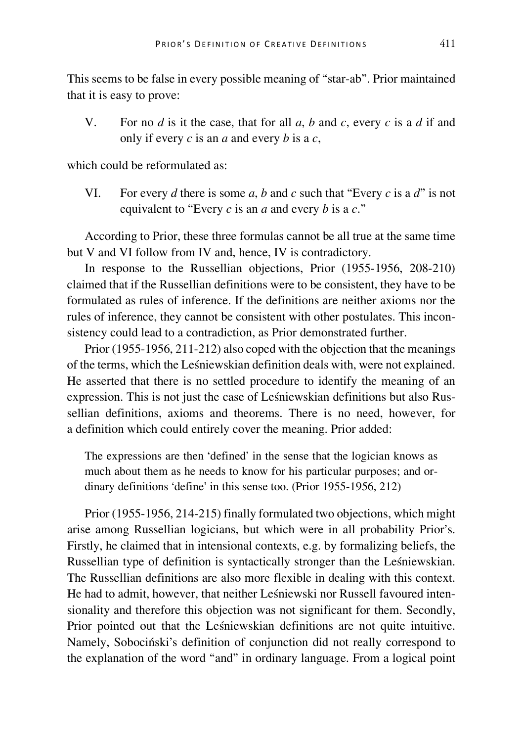This seems to be false in every possible meaning of "star-ab". Prior maintained that it is easy to prove:

V. For no *d* is it the case, that for all *a*, *b* and *c*, every *c* is a *d* if and only if every *c* is an *a* and every *b* is a *c*,

which could be reformulated as:

VI. For every *d* there is some *a*, *b* and *c* such that "Every *c* is a *d*" is not equivalent to "Every *c* is an *a* and every *b* is a *c*."

According to Prior, these three formulas cannot be all true at the same time but V and VI follow from IV and, hence, IV is contradictory.

In response to the Russellian objections, Prior (1955-1956, 208-210) claimed that if the Russellian definitions were to be consistent, they have to be formulated as rules of inference. If the definitions are neither axioms nor the rules of inference, they cannot be consistent with other postulates. This inconsistency could lead to a contradiction, as Prior demonstrated further.

Prior (1955-1956, 211-212) also coped with the objection that the meanings of the terms, which the Leśniewskian definition deals with, were not explained. He asserted that there is no settled procedure to identify the meaning of an expression. This is not just the case of Leśniewskian definitions but also Russellian definitions, axioms and theorems. There is no need, however, for a definition which could entirely cover the meaning. Prior added:

> The expressions are then 'defined' in the sense that the logician knows as much about them as he needs to know for his particular purposes; and ordinary definitions 'define' in this sense too. (Prior 1955-1956, 212)

Prior (1955-1956, 214-215) finally formulated two objections, which might arise among Russellian logicians, but which were in all probability Prior's. Firstly, he claimed that in intensional contexts, e.g. by formalizing beliefs, the Russellian type of definition is syntactically stronger than the Leśniewskian. The Russellian definitions are also more flexible in dealing with this context. He had to admit, however, that neither Leśniewski nor Russell favoured intensionality and therefore this objection was not significant for them. Secondly, Prior pointed out that the Leśniewskian definitions are not quite intuitive. Namely, Sobociński's definition of conjunction did not really correspond to the explanation of the word "and" in ordinary language. From a logical point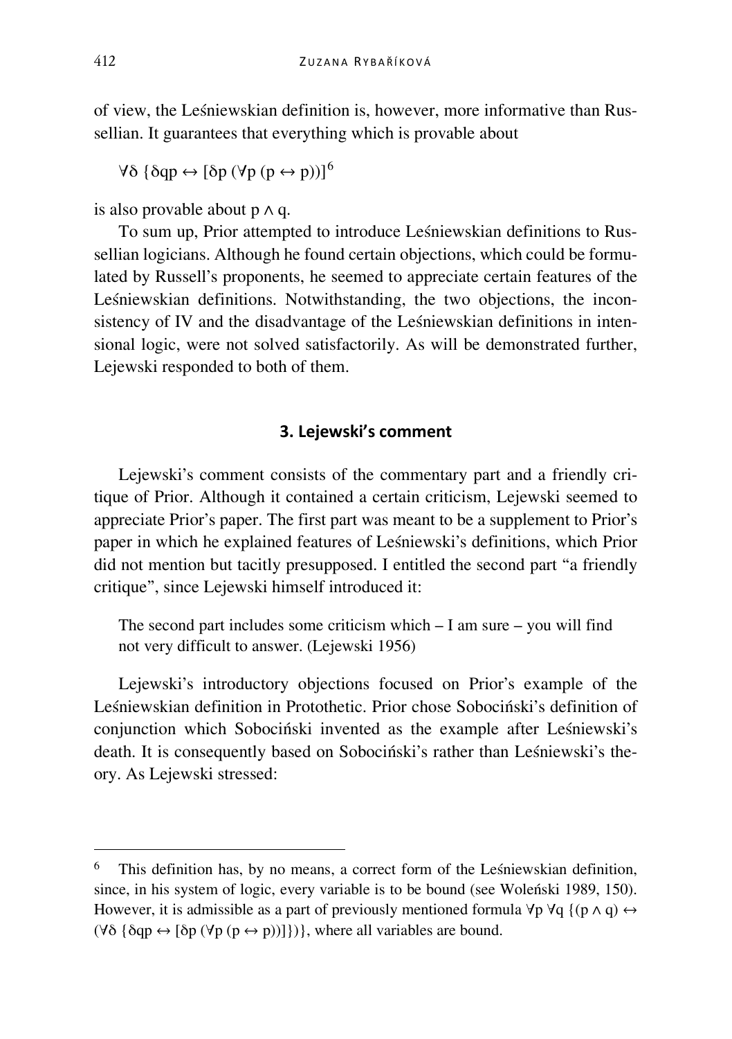of view, the Leśniewskian definition is, however, more informative than Russellian. It guarantees that everything which is provable about

$$\forall \delta \{\delta qp \leftrightarrow [\delta p (\forall p (p \leftrightarrow p))]$$[6]

is also provable about $p \wedge q$.

To sum up, Prior attempted to introduce Leśniewskian definitions to Russellian logicians. Although he found certain objections, which could be formulated by Russell's proponents, he seemed to appreciate certain features of the Leśniewskian definitions. Notwithstanding, the two objections, the inconsistency of IV and the disadvantage of the Leśniewskian definitions in intensional logic, were not solved satisfactorily. As will be demonstrated further, Lejewski responded to both of them.

## 3. Lejewski's comment

Lejewski's comment consists of the commentary part and a friendly critique of Prior. Although it contained a certain criticism, Lejewski seemed to appreciate Prior's paper. The first part was meant to be a supplement to Prior's paper in which he explained features of Leśniewski's definitions, which Prior did not mention but tacitly presupposed. I entitled the second part "a friendly critique", since Lejewski himself introduced it:

> The second part includes some criticism which – I am sure – you will find not very difficult to answer. (Lejewski 1956)

Lejewski's introductory objections focused on Prior's example of the Leśniewskian definition in Protothetic. Prior chose Sobociński's definition of conjunction which Sobociński invented as the example after Leśniewski's death. It is consequently based on Sobociński's rather than Leśniewski's theory. As Lejewski stressed:

---

[6] This definition has, by no means, a correct form of the Leśniewskian definition, since, in his system of logic, every variable is to be bound (see Woleński 1989, 150). However, it is admissible as a part of previously mentioned formula $\forall p \, \forall q \, \{(p \wedge q) \leftrightarrow (\forall \delta \, \{\delta qp \leftrightarrow [\delta p (\forall p (p \leftrightarrow p))]\})\}$, where all variables are bound.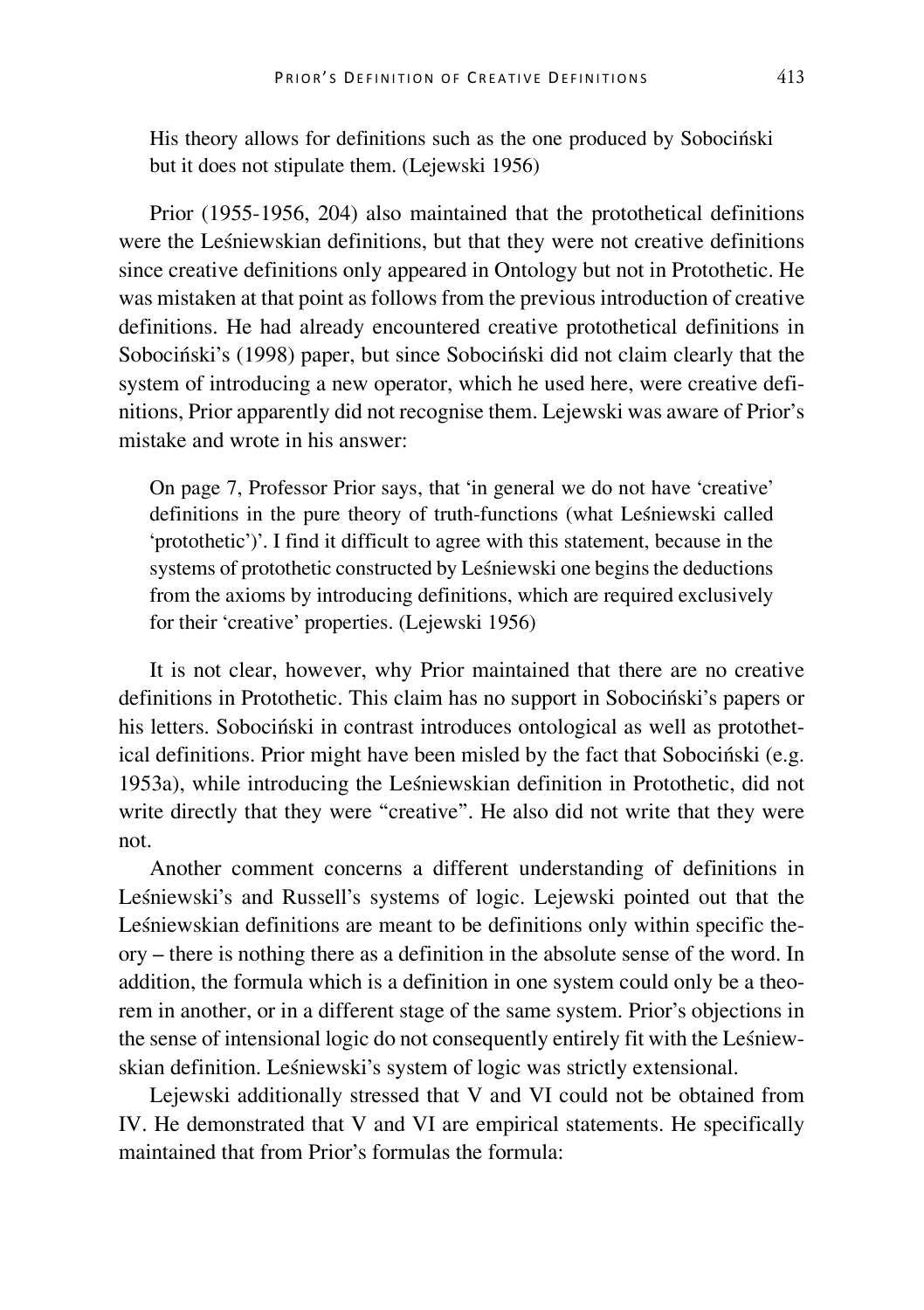> His theory allows for definitions such as the one produced by Sobociński but it does not stipulate them. (Lejewski 1956)

Prior (1955-1956, 204) also maintained that the protothetical definitions were the Leśniewskian definitions, but that they were not creative definitions since creative definitions only appeared in Ontology but not in Protothetic. He was mistaken at that point as follows from the previous introduction of creative definitions. He had already encountered creative protothetical definitions in Sobociński's (1998) paper, but since Sobociński did not claim clearly that the system of introducing a new operator, which he used here, were creative definitions, Prior apparently did not recognise them. Lejewski was aware of Prior's mistake and wrote in his answer:

> On page 7, Professor Prior says, that 'in general we do not have 'creative' definitions in the pure theory of truth-functions (what Leśniewski called 'protothetic')'. I find it difficult to agree with this statement, because in the systems of protothetic constructed by Leśniewski one begins the deductions from the axioms by introducing definitions, which are required exclusively for their 'creative' properties. (Lejewski 1956)

It is not clear, however, why Prior maintained that there are no creative definitions in Protothetic. This claim has no support in Sobociński's papers or his letters. Sobociński in contrast introduces ontological as well as protothetical definitions. Prior might have been misled by the fact that Sobociński (e.g. 1953a), while introducing the Leśniewskian definition in Protothetic, did not write directly that they were "creative". He also did not write that they were not.

Another comment concerns a different understanding of definitions in Leśniewski's and Russell's systems of logic. Lejewski pointed out that the Leśniewskian definitions are meant to be definitions only within specific theory – there is nothing there as a definition in the absolute sense of the word. In addition, the formula which is a definition in one system could only be a theorem in another, or in a different stage of the same system. Prior's objections in the sense of intensional logic do not consequently entirely fit with the Leśniewskian definition. Leśniewski's system of logic was strictly extensional.

Lejewski additionally stressed that V and VI could not be obtained from IV. He demonstrated that V and VI are empirical statements. He specifically maintained that from Prior's formulas the formula: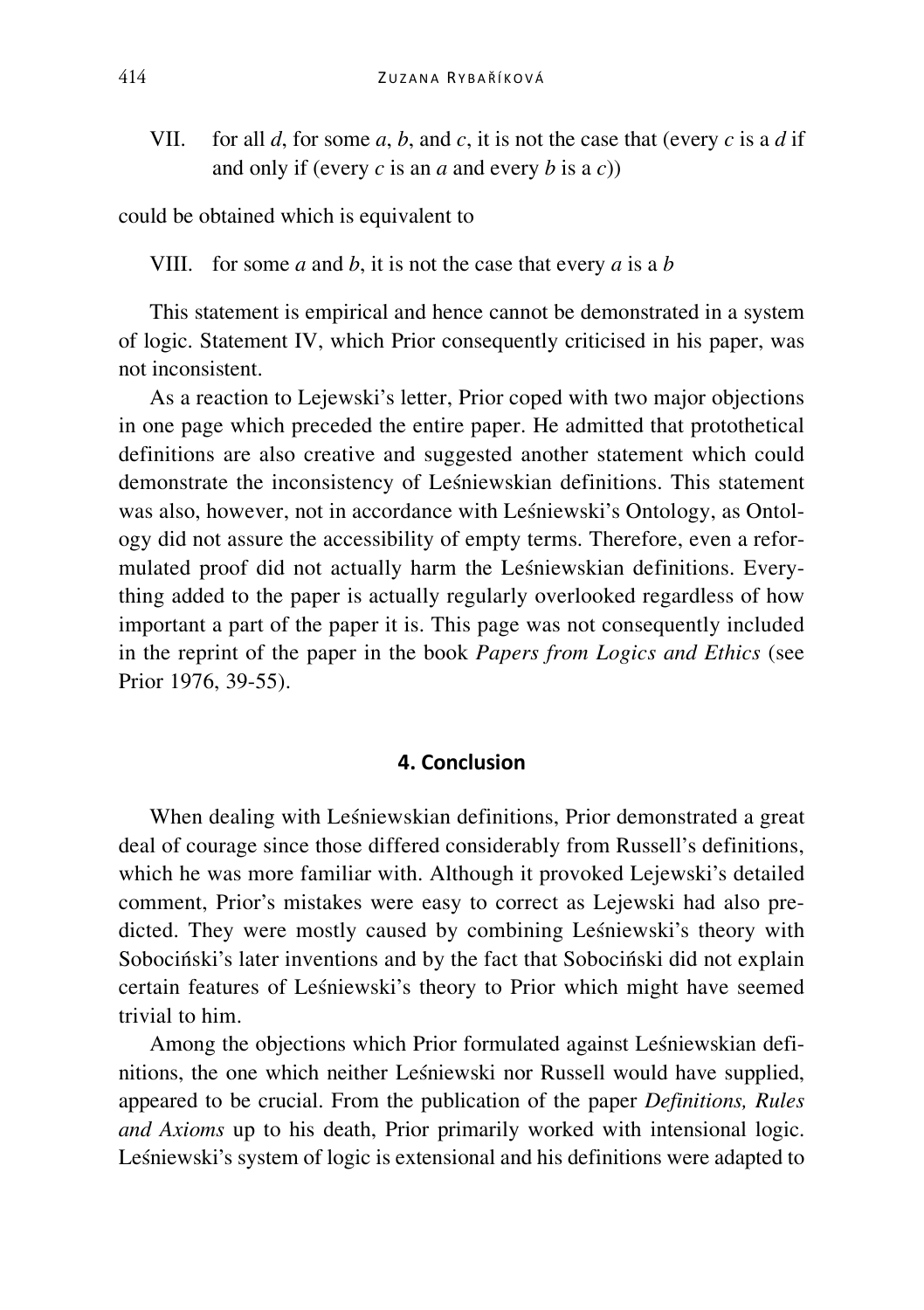VII. for all *d*, for some *a*, *b*, and *c*, it is not the case that (every *c* is a *d* if and only if (every *c* is an *a* and every *b* is a *c*))

could be obtained which is equivalent to

VIII. for some *a* and *b*, it is not the case that every *a* is a *b*

This statement is empirical and hence cannot be demonstrated in a system of logic. Statement IV, which Prior consequently criticised in his paper, was not inconsistent.

As a reaction to Lejewski's letter, Prior coped with two major objections in one page which preceded the entire paper. He admitted that protothetical definitions are also creative and suggested another statement which could demonstrate the inconsistency of Leśniewskian definitions. This statement was also, however, not in accordance with Leśniewski's Ontology, as Ontology did not assure the accessibility of empty terms. Therefore, even a reformulated proof did not actually harm the Leśniewskian definitions. Everything added to the paper is actually regularly overlooked regardless of how important a part of the paper it is. This page was not consequently included in the reprint of the paper in the book *Papers from Logics and Ethics* (see Prior 1976, 39-55).

## 4. Conclusion

When dealing with Leśniewskian definitions, Prior demonstrated a great deal of courage since those differed considerably from Russell's definitions, which he was more familiar with. Although it provoked Lejewski's detailed comment, Prior's mistakes were easy to correct as Lejewski had also predicted. They were mostly caused by combining Leśniewski's theory with Sobociński's later inventions and by the fact that Sobociński did not explain certain features of Leśniewski's theory to Prior which might have seemed trivial to him.

Among the objections which Prior formulated against Leśniewskian definitions, the one which neither Leśniewski nor Russell would have supplied, appeared to be crucial. From the publication of the paper *Definitions, Rules and Axioms* up to his death, Prior primarily worked with intensional logic. Leśniewski's system of logic is extensional and his definitions were adapted to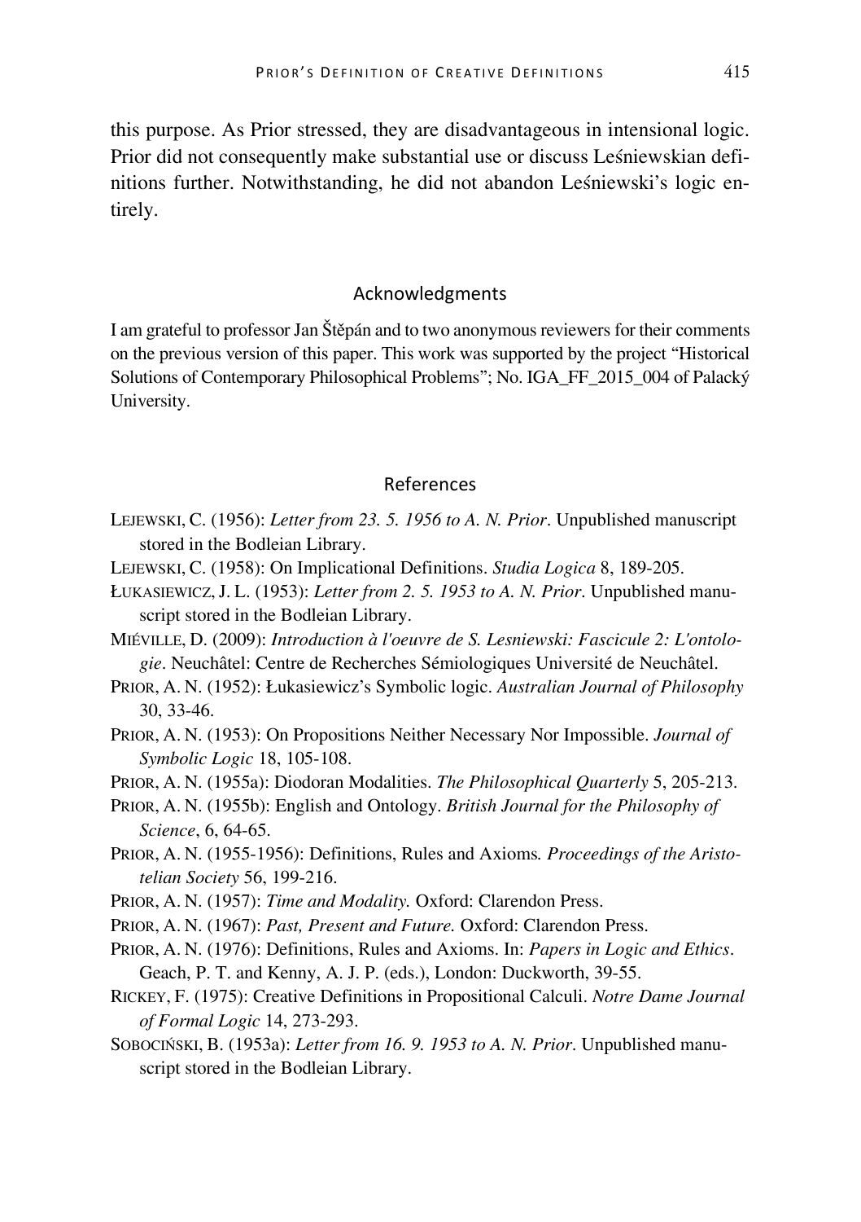this purpose. As Prior stressed, they are disadvantageous in intensional logic. Prior did not consequently make substantial use or discuss Leśniewskian definitions further. Notwithstanding, he did not abandon Leśniewski's logic entirely.

## Acknowledgments

I am grateful to professor Jan Štěpán and to two anonymous reviewers for their comments on the previous version of this paper. This work was supported by the project "Historical Solutions of Contemporary Philosophical Problems"; No. IGA_FF_2015_004 of Palacký University.

## References

LEJEWSKI, C. (1956): *Letter from 23. 5. 1956 to A. N. Prior*. Unpublished manuscript stored in the Bodleian Library.

LEJEWSKI, C. (1958): On Implicational Definitions. *Studia Logica* 8, 189-205.

ŁUKASIEWICZ, J. L. (1953): *Letter from 2. 5. 1953 to A. N. Prior*. Unpublished manuscript stored in the Bodleian Library.

MIÉVILLE, D. (2009): *Introduction à l'oeuvre de S. Lesniewski: Fascicule 2: L'ontologie*. Neuchâtel: Centre de Recherches Sémiologiques Université de Neuchâtel.

PRIOR, A. N. (1952): Łukasiewicz's Symbolic logic. *Australian Journal of Philosophy* 30, 33-46.

PRIOR, A. N. (1953): On Propositions Neither Necessary Nor Impossible. *Journal of Symbolic Logic* 18, 105-108.

PRIOR, A. N. (1955a): Diodoran Modalities. *The Philosophical Quarterly* 5, 205-213.

PRIOR, A. N. (1955b): English and Ontology. *British Journal for the Philosophy of Science*, 6, 64-65.

PRIOR, A. N. (1955-1956): Definitions, Rules and Axioms*. Proceedings of the Aristotelian Society* 56, 199-216.

PRIOR, A. N. (1957): *Time and Modality.* Oxford: Clarendon Press.

PRIOR, A. N. (1967): *Past, Present and Future.* Oxford: Clarendon Press.

PRIOR, A. N. (1976): Definitions, Rules and Axioms. In: *Papers in Logic and Ethics*. Geach, P. T. and Kenny, A. J. P. (eds.), London: Duckworth, 39-55.

RICKEY, F. (1975): Creative Definitions in Propositional Calculi. *Notre Dame Journal of Formal Logic* 14, 273-293.

SOBOCIŃSKI, B. (1953a): *Letter from 16. 9. 1953 to A. N. Prior*. Unpublished manuscript stored in the Bodleian Library.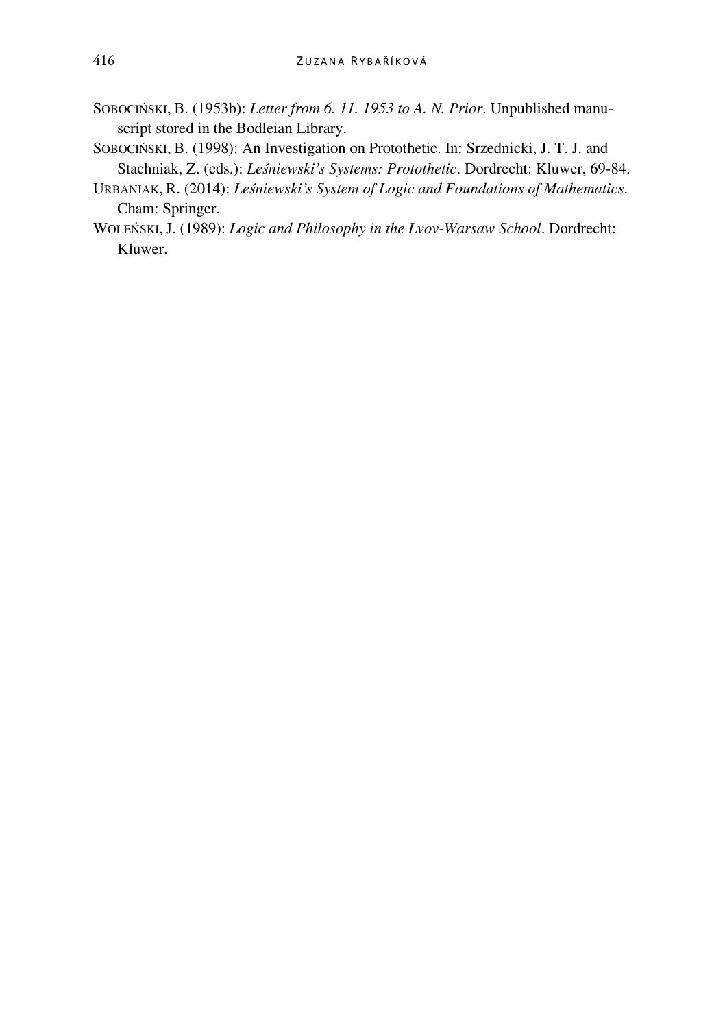SOBOCIŃSKI, B. (1953b): *Letter from 6. 11. 1953 to A. N. Prior*. Unpublished manuscript stored in the Bodleian Library.

SOBOCIŃSKI, B. (1998): An Investigation on Protothetic. In: Srzednicki, J. T. J. and Stachniak, Z. (eds.): *Leśniewski's Systems: Protothetic*. Dordrecht: Kluwer, 69-84.

URBANIAK, R. (2014): *Leśniewski's System of Logic and Foundations of Mathematics*. Cham: Springer.

WOLEŃSKI, J. (1989): *Logic and Philosophy in the Lvov-Warsaw School*. Dordrecht: Kluwer.